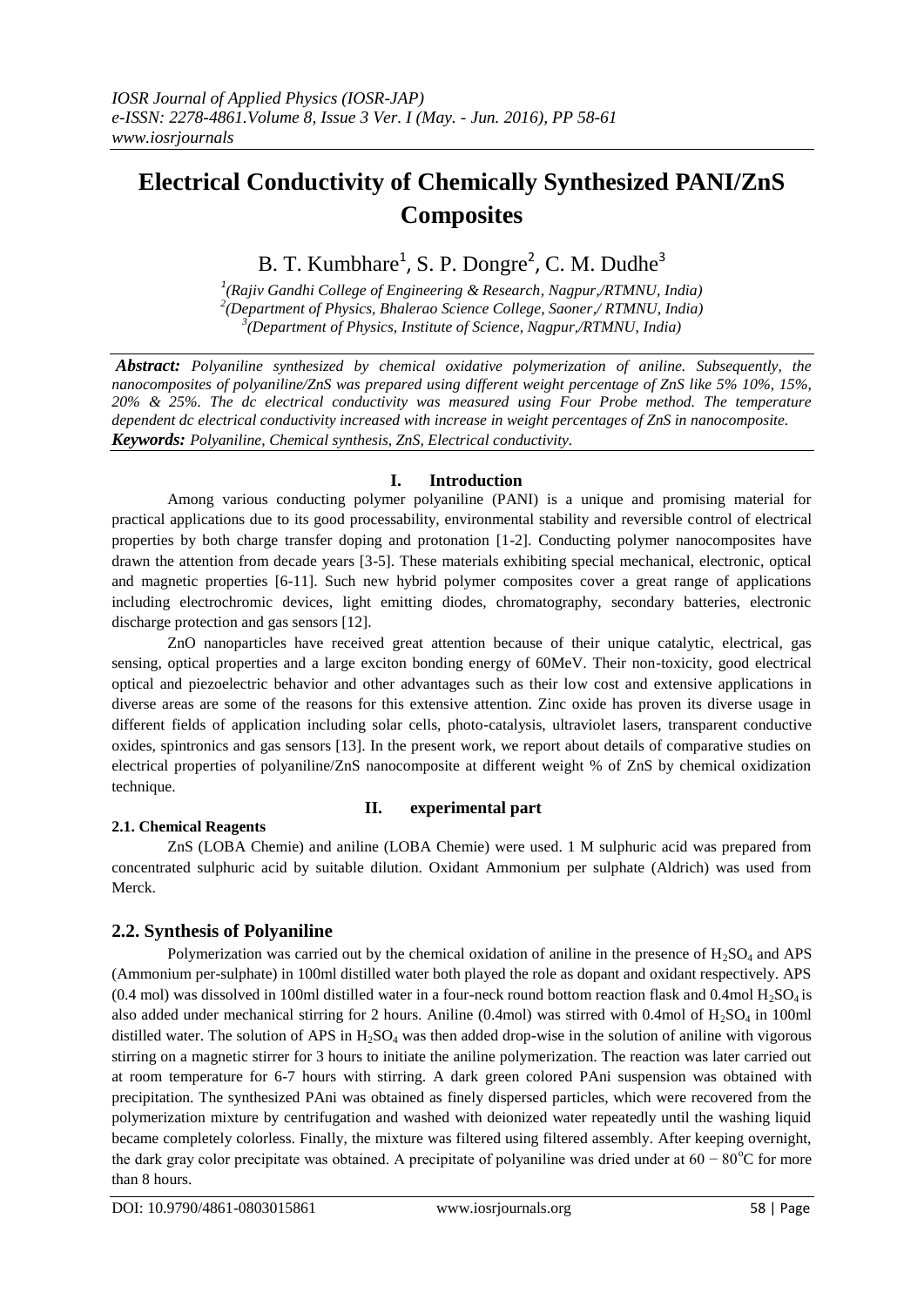# Electrical Conductivity of Chemically Synthesized PANI/ZnS Composites

B. T. Kumbhare[1], S. P. Dongre[2], C. M. Dudhe[3]

[1](Rajiv Gandhi College of Engineering & Research, Nagpur,/RTMNU, India)
[2](Department of Physics, Bhalerao Science College, Saoner,/ RTMNU, India)
[3](Department of Physics, Institute of Science, Nagpur,/RTMNU, India)

***Abstract:*** *Polyaniline synthesized by chemical oxidative polymerization of aniline. Subsequently, the nanocomposites of polyaniline/ZnS was prepared using different weight percentage of ZnS like 5% 10%, 15%, 20% & 25%. The dc electrical conductivity was measured using Four Probe method. The temperature dependent dc electrical conductivity increased with increase in weight percentages of ZnS in nanocomposite.*
***Keywords:*** *Polyaniline, Chemical synthesis, ZnS, Electrical conductivity.*

## I. Introduction

Among various conducting polymer polyaniline (PANI) is a unique and promising material for practical applications due to its good processability, environmental stability and reversible control of electrical properties by both charge transfer doping and protonation [1-2]. Conducting polymer nanocomposites have drawn the attention from decade years [3-5]. These materials exhibiting special mechanical, electronic, optical and magnetic properties [6-11]. Such new hybrid polymer composites cover a great range of applications including electrochromic devices, light emitting diodes, chromatography, secondary batteries, electronic discharge protection and gas sensors [12].

ZnO nanoparticles have received great attention because of their unique catalytic, electrical, gas sensing, optical properties and a large exciton bonding energy of 60MeV. Their non-toxicity, good electrical optical and piezoelectric behavior and other advantages such as their low cost and extensive applications in diverse areas are some of the reasons for this extensive attention. Zinc oxide has proven its diverse usage in different fields of application including solar cells, photo-catalysis, ultraviolet lasers, transparent conductive oxides, spintronics and gas sensors [13]. In the present work, we report about details of comparative studies on electrical properties of polyaniline/ZnS nanocomposite at different weight % of ZnS by chemical oxidization technique.

## II. experimental part

### 2.1. Chemical Reagents

ZnS (LOBA Chemie) and aniline (LOBA Chemie) were used. 1 M sulphuric acid was prepared from concentrated sulphuric acid by suitable dilution. Oxidant Ammonium per sulphate (Aldrich) was used from Merck.

### 2.2. Synthesis of Polyaniline

Polymerization was carried out by the chemical oxidation of aniline in the presence of $H_2SO_4$ and APS (Ammonium per-sulphate) in 100ml distilled water both played the role as dopant and oxidant respectively. APS (0.4 mol) was dissolved in 100ml distilled water in a four-neck round bottom reaction flask and 0.4mol $H_2SO_4$ is also added under mechanical stirring for 2 hours. Aniline (0.4mol) was stirred with 0.4mol of $H_2SO_4$ in 100ml distilled water. The solution of APS in $H_2SO_4$ was then added drop-wise in the solution of aniline with vigorous stirring on a magnetic stirrer for 3 hours to initiate the aniline polymerization. The reaction was later carried out at room temperature for 6-7 hours with stirring. A dark green colored PAni suspension was obtained with precipitation. The synthesized PAni was obtained as finely dispersed particles, which were recovered from the polymerization mixture by centrifugation and washed with deionized water repeatedly until the washing liquid became completely colorless. Finally, the mixture was filtered using filtered assembly. After keeping overnight, the dark gray color precipitate was obtained. A precipitate of polyaniline was dried under at $60 - 80^{o}C$ for more than 8 hours.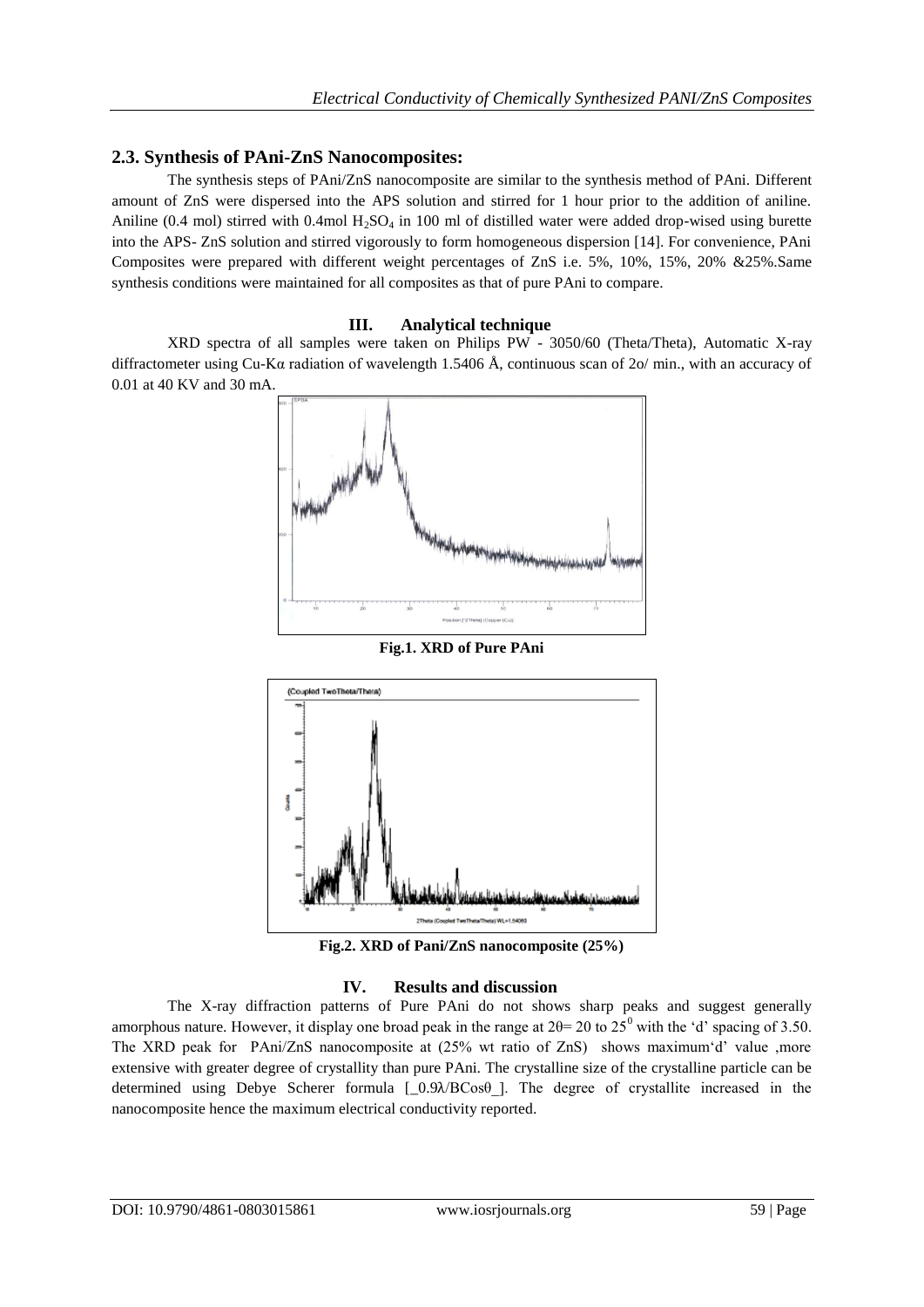## 2.3. Synthesis of PAni-ZnS Nanocomposites:

The synthesis steps of PAni/ZnS nanocomposite are similar to the synthesis method of PAni. Different amount of ZnS were dispersed into the APS solution and stirred for 1 hour prior to the addition of aniline. Aniline (0.4 mol) stirred with 0.4mol $H_2SO_4$ in 100 ml of distilled water were added drop-wised using burette into the APS- ZnS solution and stirred vigorously to form homogeneous dispersion [14]. For convenience, PAni Composites were prepared with different weight percentages of ZnS i.e. 5%, 10%, 15%, 20% &25%.Same synthesis conditions were maintained for all composites as that of pure PAni to compare.

## III. Analytical technique

XRD spectra of all samples were taken on Philips PW - 3050/60 (Theta/Theta), Automatic X-ray diffractometer using Cu-Kα radiation of wavelength 1.5406 Å, continuous scan of 2o/ min., with an accuracy of 0.01 at 40 KV and 30 mA.

**Fig.1. XRD of Pure PAni**

**Fig.2. XRD of Pani/ZnS nanocomposite (25%)**

## IV. Results and discussion

The X-ray diffraction patterns of Pure PAni do not shows sharp peaks and suggest generally amorphous nature. However, it display one broad peak in the range at $2\theta = 20$ to $25^0$ with the 'd' spacing of 3.50. The XRD peak for PAni/ZnS nanocomposite at (25% wt ratio of ZnS) shows maximum'd' value ,more extensive with greater degree of crystallity than pure PAni. The crystalline size of the crystalline particle can be determined using Debye Scherer formula [_$0.9\lambda/B\cos\theta$_]. The degree of crystallite increased in the nanocomposite hence the maximum electrical conductivity reported.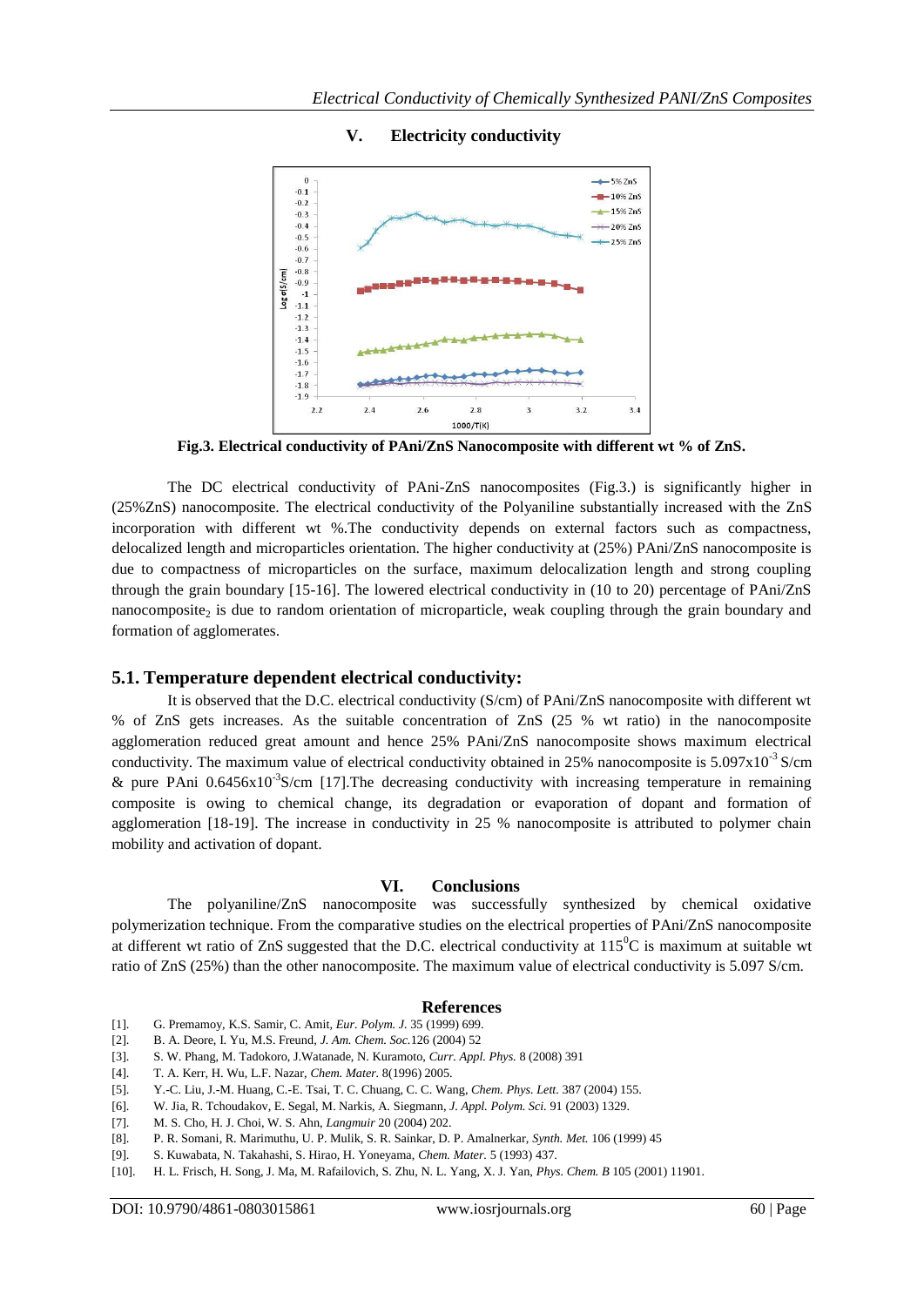## V. Electricity conductivity

Fig.3. Electrical conductivity of PAni/ZnS Nanocomposite with different wt % of ZnS.

The DC electrical conductivity of PAni-ZnS nanocomposites (Fig.3.) is significantly higher in (25%ZnS) nanocomposite. The electrical conductivity of the Polyaniline substantially increased with the ZnS incorporation with different wt %.The conductivity depends on external factors such as compactness, delocalized length and microparticles orientation. The higher conductivity at (25%) PAni/ZnS nanocomposite is due to compactness of microparticles on the surface, maximum delocalization length and strong coupling through the grain boundary [15-16]. The lowered electrical conductivity in (10 to 20) percentage of PAni/ZnS $nanocomposite_2$ is due to random orientation of microparticle, weak coupling through the grain boundary and formation of agglomerates.

### 5.1. Temperature dependent electrical conductivity:

It is observed that the D.C. electrical conductivity (S/cm) of PAni/ZnS nanocomposite with different wt % of ZnS gets increases. As the suitable concentration of ZnS (25 % wt ratio) in the nanocomposite agglomeration reduced great amount and hence 25% PAni/ZnS nanocomposite shows maximum electrical conductivity. The maximum value of electrical conductivity obtained in 25% nanocomposite is $5.097\text{x}10^{-3}$ S/cm & pure PAni $0.6456\text{x}10^{-3}$S/cm [17].The decreasing conductivity with increasing temperature in remaining composite is owing to chemical change, its degradation or evaporation of dopant and formation of agglomeration [18-19]. The increase in conductivity in 25 % nanocomposite is attributed to polymer chain mobility and activation of dopant.

## VI. Conclusions

The polyaniline/ZnS nanocomposite was successfully synthesized by chemical oxidative polymerization technique. From the comparative studies on the electrical properties of PAni/ZnS nanocomposite at different wt ratio of ZnS suggested that the D.C. electrical conductivity at $115^0$C is maximum at suitable wt ratio of ZnS (25%) than the other nanocomposite. The maximum value of electrical conductivity is 5.097 S/cm.

## References

[1]. G. Premamoy, K.S. Samir, C. Amit, *Eur. Polym. J.* 35 (1999) 699.
[2]. B. A. Deore, I. Yu, M.S. Freund, *J. Am. Chem. Soc.*126 (2004) 52
[3]. S. W. Phang, M. Tadokoro, J.Watanade, N. Kuramoto, *Curr. Appl. Phys.* 8 (2008) 391
[4]. T. A. Kerr, H. Wu, L.F. Nazar, *Chem. Mater.* 8(1996) 2005.
[5]. Y.-C. Liu, J.-M. Huang, C.-E. Tsai, T. C. Chuang, C. C. Wang, *Chem. Phys. Lett*. 387 (2004) 155.
[6]. W. Jia, R. Tchoudakov, E. Segal, M. Narkis, A. Siegmann, *J. Appl. Polym. Sci.* 91 (2003) 1329.
[7]. M. S. Cho, H. J. Choi, W. S. Ahn, *Langmuir* 20 (2004) 202.
[8]. P. R. Somani, R. Marimuthu, U. P. Mulik, S. R. Sainkar, D. P. Amalnerkar, *Synth. Met.* 106 (1999) 45
[9]. S. Kuwabata, N. Takahashi, S. Hirao, H. Yoneyama, *Chem. Mater.* 5 (1993) 437.
[10]. H. L. Frisch, H. Song, J. Ma, M. Rafailovich, S. Zhu, N. L. Yang, X. J. Yan, *Phys. Chem. B* 105 (2001) 11901.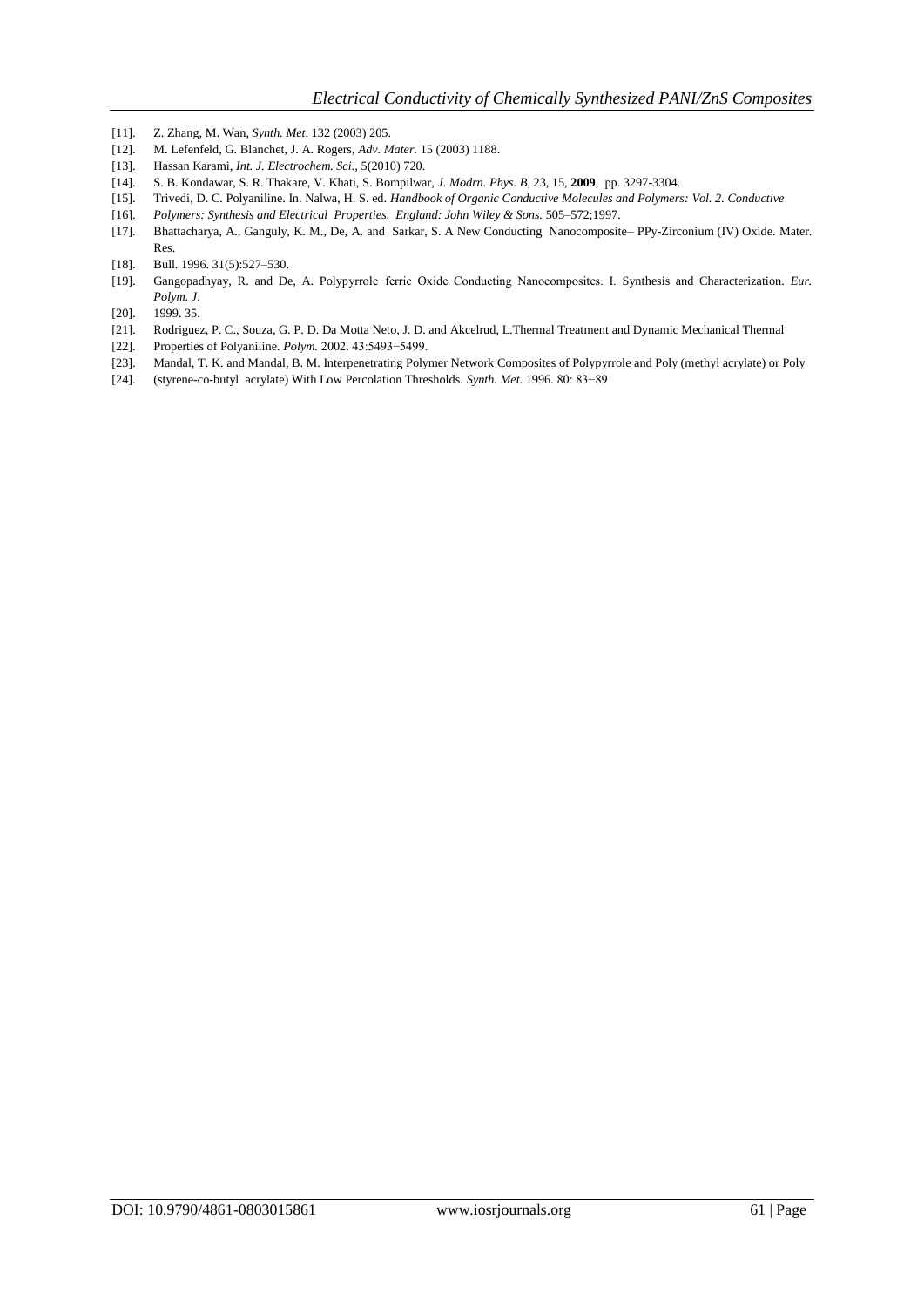[11]. Z. Zhang, M. Wan, *Synth. Met*. 132 (2003) 205.

[12]. M. Lefenfeld, G. Blanchet, J. A. Rogers, *Adv. Mater.* 15 (2003) 1188.

[13]. Hassan Karami, *Int. J. Electrochem. Sci.*, 5(2010) 720.

[14]. S. B. Kondawar, S. R. Thakare, V. Khati, S. Bompilwar, *J. Modrn. Phys. B*, 23, 15, **2009**, pp. 3297-3304.

[15]. Trivedi, D. C. Polyaniline. In. Nalwa, H. S. ed. *Handbook of Organic Conductive Molecules and Polymers: Vol. 2. Conductive*

[16]. *Polymers: Synthesis and Electrical Properties, England: John Wiley & Sons.* 505–572;1997.

[17]. Bhattacharya, A., Ganguly, K. M., De, A. and Sarkar, S. A New Conducting Nanocomposite– PPy-Zirconium (IV) Oxide. Mater. Res.

[18]. Bull. 1996. 31(5):527–530.

[19]. Gangopadhyay, R. and De, A. Polypyrrole−ferric Oxide Conducting Nanocomposites. I. Synthesis and Characterization. *Eur. Polym. J*.

[20]. 1999. 35.

[21]. Rodriguez, P. C., Souza, G. P. D. Da Motta Neto, J. D. and Akcelrud, L.Thermal Treatment and Dynamic Mechanical Thermal

[22]. Properties of Polyaniline. *Polym.* 2002. 43:5493−5499.

[23]. Mandal, T. K. and Mandal, B. M. Interpenetrating Polymer Network Composites of Polypyrrole and Poly (methyl acrylate) or Poly

[24]. (styrene-co-butyl acrylate) With Low Percolation Thresholds. *Synth. Met*. 1996. 80: 83−89